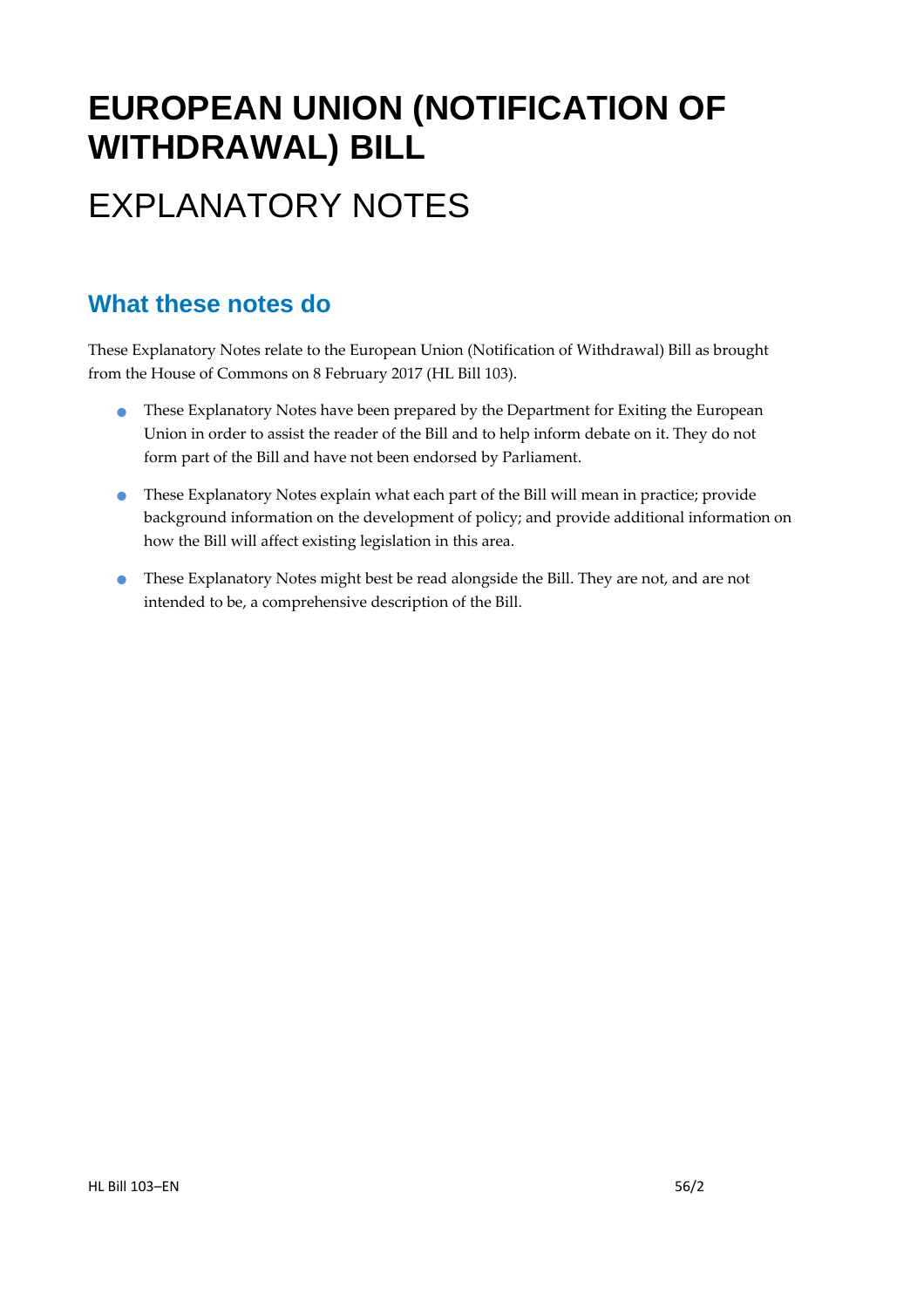# EUROPEAN UNION (NOTIFICATION OF WITHDRAWAL) BILL

# EXPLANATORY NOTES

## What these notes do

These Explanatory Notes relate to the European Union (Notification of Withdrawal) Bill as brought from the House of Commons on 8 February 2017 (HL Bill 103).

- These Explanatory Notes have been prepared by the Department for Exiting the European Union in order to assist the reader of the Bill and to help inform debate on it. They do not form part of the Bill and have not been endorsed by Parliament.
- These Explanatory Notes explain what each part of the Bill will mean in practice; provide background information on the development of policy; and provide additional information on how the Bill will affect existing legislation in this area.
- These Explanatory Notes might best be read alongside the Bill. They are not, and are not intended to be, a comprehensive description of the Bill.

HL Bill 103–EN 56/2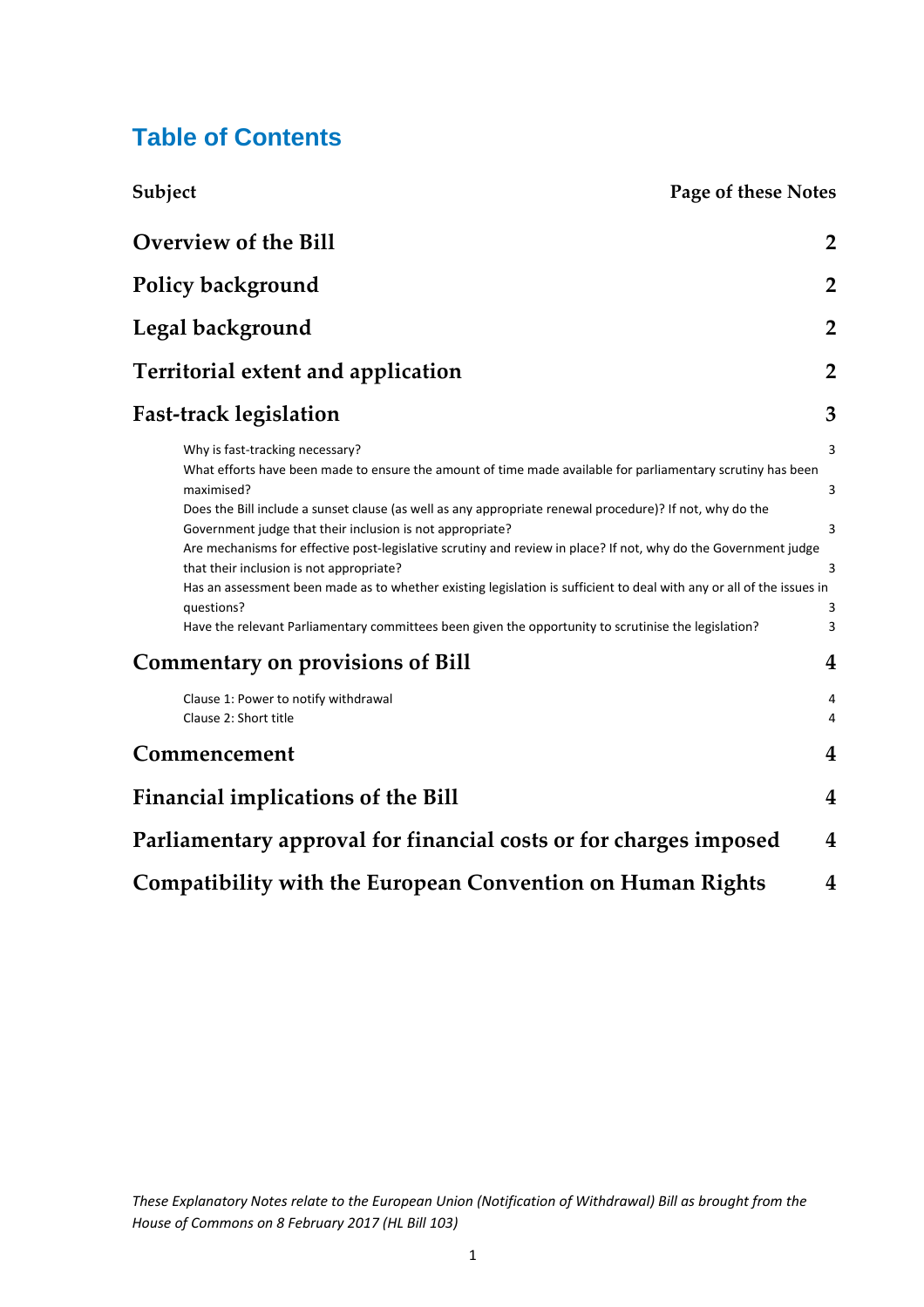# Table of Contents

| Subject | Page of these Notes |
| --- | --- |
| **Overview of the Bill** | **2** |
| **Policy background** | **2** |
| **Legal background** | **2** |
| **Territorial extent and application** | **2** |
| **Fast-track legislation** | **3** |
| Why is fast-tracking necessary? | 3 |
| What efforts have been made to ensure the amount of time made available for parliamentary scrutiny has been maximised? | 3 |
| Does the Bill include a sunset clause (as well as any appropriate renewal procedure)? If not, why do the Government judge that their inclusion is not appropriate? | 3 |
| Are mechanisms for effective post-legislative scrutiny and review in place? If not, why do the Government judge that their inclusion is not appropriate? | 3 |
| Has an assessment been made as to whether existing legislation is sufficient to deal with any or all of the issues in questions? | 3 |
| Have the relevant Parliamentary committees been given the opportunity to scrutinise the legislation? | 3 |
| **Commentary on provisions of Bill** | **4** |
| Clause 1: Power to notify withdrawal | 4 |
| Clause 2: Short title | 4 |
| **Commencement** | **4** |
| **Financial implications of the Bill** | **4** |
| **Parliamentary approval for financial costs or for charges imposed** | **4** |
| **Compatibility with the European Convention on Human Rights** | **4** |

*These Explanatory Notes relate to the European Union (Notification of Withdrawal) Bill as brought from the House of Commons on 8 February 2017 (HL Bill 103)*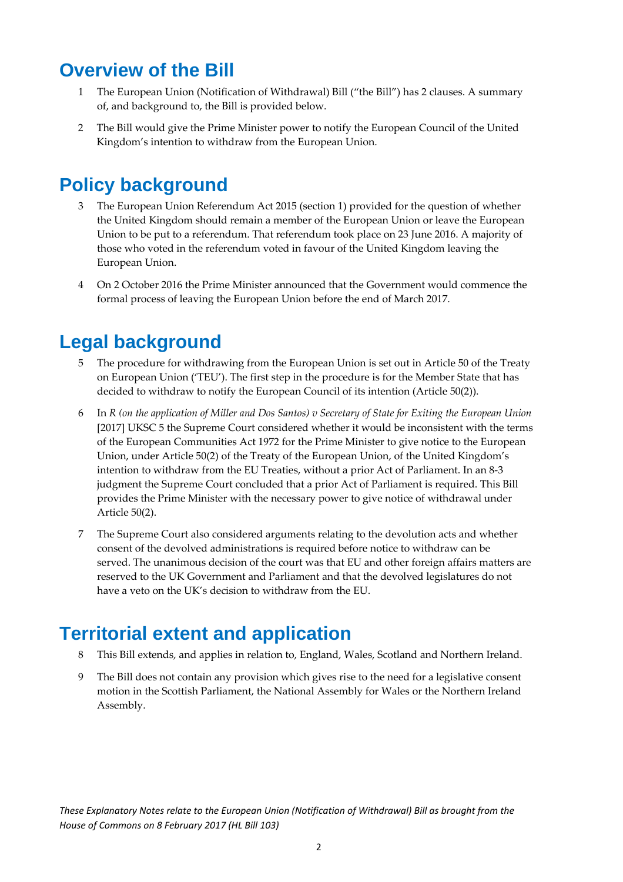## Overview of the Bill

1. The European Union (Notification of Withdrawal) Bill ("the Bill") has 2 clauses. A summary of, and background to, the Bill is provided below.

2. The Bill would give the Prime Minister power to notify the European Council of the United Kingdom's intention to withdraw from the European Union.

## Policy background

3. The European Union Referendum Act 2015 (section 1) provided for the question of whether the United Kingdom should remain a member of the European Union or leave the European Union to be put to a referendum. That referendum took place on 23 June 2016. A majority of those who voted in the referendum voted in favour of the United Kingdom leaving the European Union.

4. On 2 October 2016 the Prime Minister announced that the Government would commence the formal process of leaving the European Union before the end of March 2017.

## Legal background

5. The procedure for withdrawing from the European Union is set out in Article 50 of the Treaty on European Union ('TEU'). The first step in the procedure is for the Member State that has decided to withdraw to notify the European Council of its intention (Article 50(2)).

6. In *R (on the application of Miller and Dos Santos) v Secretary of State for Exiting the European Union* [2017] UKSC 5 the Supreme Court considered whether it would be inconsistent with the terms of the European Communities Act 1972 for the Prime Minister to give notice to the European Union, under Article 50(2) of the Treaty of the European Union, of the United Kingdom's intention to withdraw from the EU Treaties, without a prior Act of Parliament. In an 8-3 judgment the Supreme Court concluded that a prior Act of Parliament is required. This Bill provides the Prime Minister with the necessary power to give notice of withdrawal under Article 50(2).

7. The Supreme Court also considered arguments relating to the devolution acts and whether consent of the devolved administrations is required before notice to withdraw can be served. The unanimous decision of the court was that EU and other foreign affairs matters are reserved to the UK Government and Parliament and that the devolved legislatures do not have a veto on the UK's decision to withdraw from the EU.

## Territorial extent and application

8. This Bill extends, and applies in relation to, England, Wales, Scotland and Northern Ireland.

9. The Bill does not contain any provision which gives rise to the need for a legislative consent motion in the Scottish Parliament, the National Assembly for Wales or the Northern Ireland Assembly.

*These Explanatory Notes relate to the European Union (Notification of Withdrawal) Bill as brought from the House of Commons on 8 February 2017 (HL Bill 103)*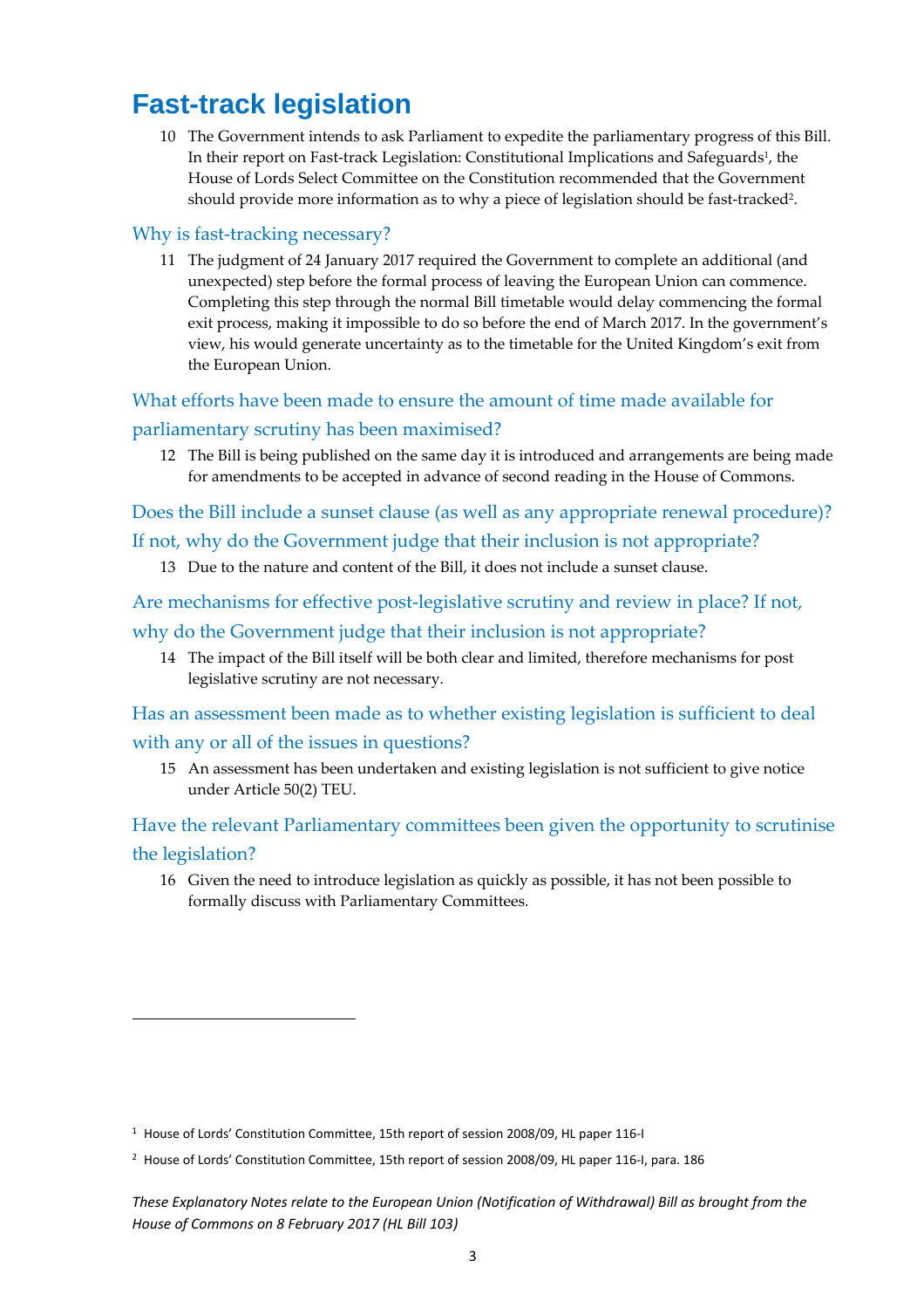# Fast-track legislation

10 The Government intends to ask Parliament to expedite the parliamentary progress of this Bill. In their report on Fast-track Legislation: Constitutional Implications and Safeguards[1], the House of Lords Select Committee on the Constitution recommended that the Government should provide more information as to why a piece of legislation should be fast-tracked[2].

## Why is fast-tracking necessary?

11 The judgment of 24 January 2017 required the Government to complete an additional (and unexpected) step before the formal process of leaving the European Union can commence. Completing this step through the normal Bill timetable would delay commencing the formal exit process, making it impossible to do so before the end of March 2017. In the government's view, his would generate uncertainty as to the timetable for the United Kingdom's exit from the European Union.

## What efforts have been made to ensure the amount of time made available for parliamentary scrutiny has been maximised?

12 The Bill is being published on the same day it is introduced and arrangements are being made for amendments to be accepted in advance of second reading in the House of Commons.

## Does the Bill include a sunset clause (as well as any appropriate renewal procedure)? If not, why do the Government judge that their inclusion is not appropriate?

13 Due to the nature and content of the Bill, it does not include a sunset clause.

## Are mechanisms for effective post-legislative scrutiny and review in place? If not, why do the Government judge that their inclusion is not appropriate?

14 The impact of the Bill itself will be both clear and limited, therefore mechanisms for post legislative scrutiny are not necessary.

## Has an assessment been made as to whether existing legislation is sufficient to deal with any or all of the issues in questions?

15 An assessment has been undertaken and existing legislation is not sufficient to give notice under Article 50(2) TEU.

## Have the relevant Parliamentary committees been given the opportunity to scrutinise the legislation?

16 Given the need to introduce legislation as quickly as possible, it has not been possible to formally discuss with Parliamentary Committees.

---

[1] House of Lords' Constitution Committee, 15th report of session 2008/09, HL paper 116-I

[2] House of Lords' Constitution Committee, 15th report of session 2008/09, HL paper 116-I, para. 186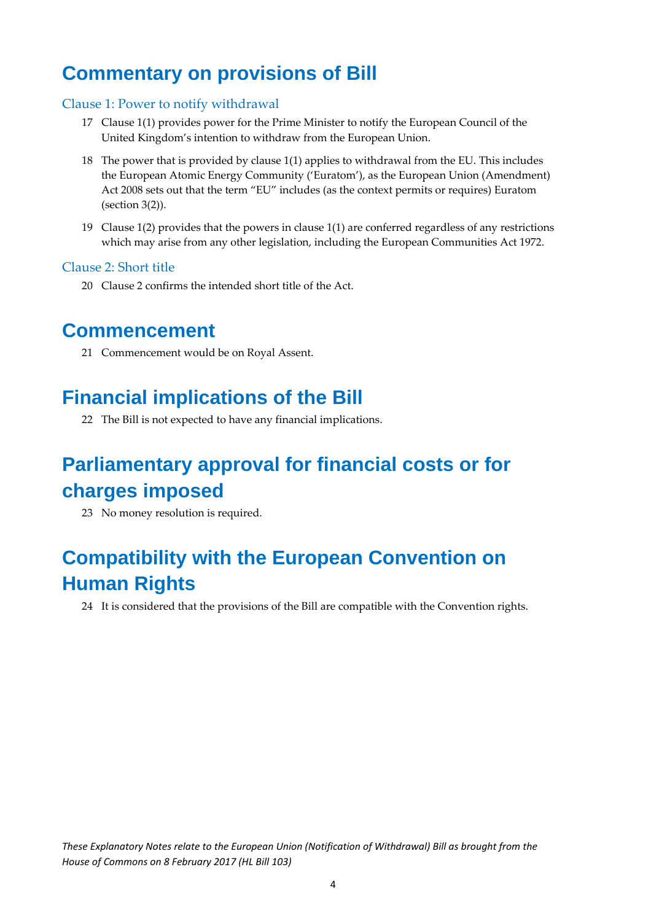# Commentary on provisions of Bill

## Clause 1: Power to notify withdrawal

17 Clause 1(1) provides power for the Prime Minister to notify the European Council of the United Kingdom's intention to withdraw from the European Union.

18 The power that is provided by clause 1(1) applies to withdrawal from the EU. This includes the European Atomic Energy Community ('Euratom'), as the European Union (Amendment) Act 2008 sets out that the term "EU" includes (as the context permits or requires) Euratom (section 3(2)).

19 Clause 1(2) provides that the powers in clause 1(1) are conferred regardless of any restrictions which may arise from any other legislation, including the European Communities Act 1972.

## Clause 2: Short title

20 Clause 2 confirms the intended short title of the Act.

# Commencement

21 Commencement would be on Royal Assent.

# Financial implications of the Bill

22 The Bill is not expected to have any financial implications.

# Parliamentary approval for financial costs or for charges imposed

23 No money resolution is required.

# Compatibility with the European Convention on Human Rights

24 It is considered that the provisions of the Bill are compatible with the Convention rights.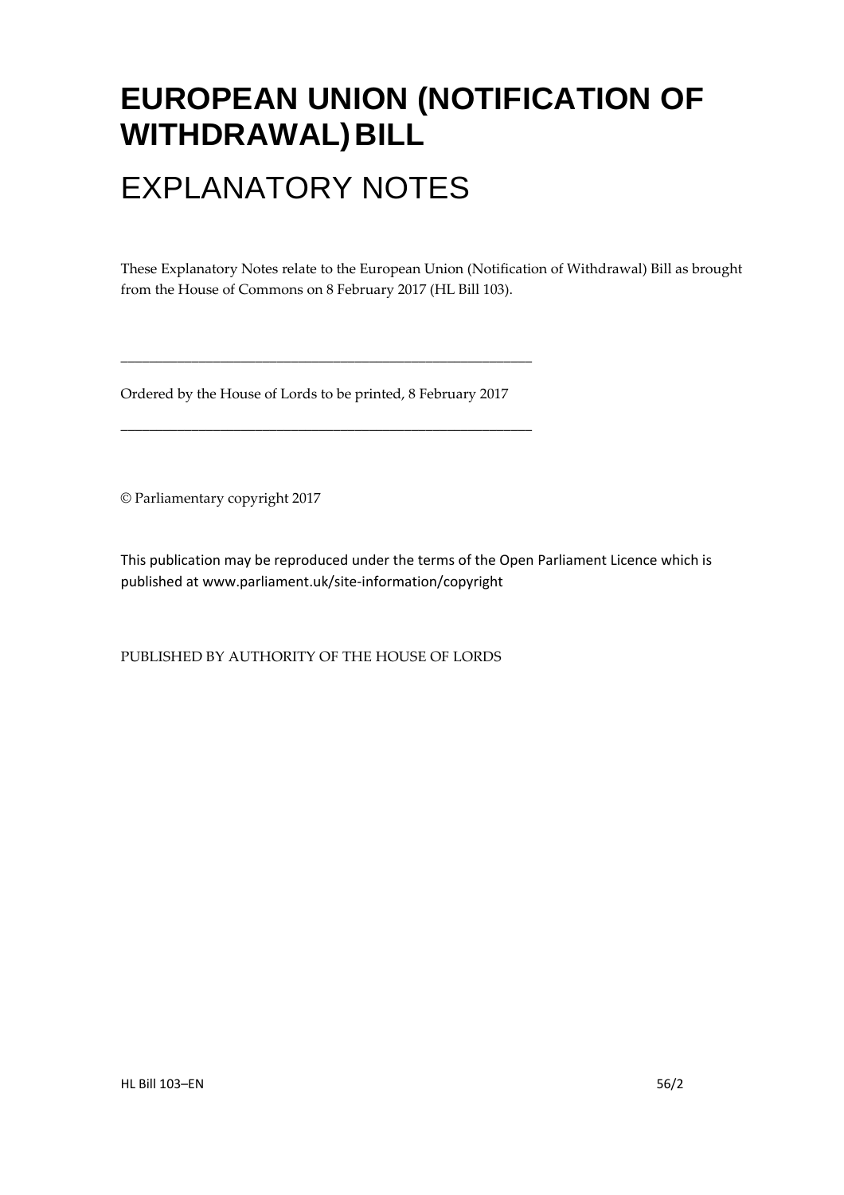# EUROPEAN UNION (NOTIFICATION OF WITHDRAWAL) BILL

## EXPLANATORY NOTES

These Explanatory Notes relate to the European Union (Notification of Withdrawal) Bill as brought from the House of Commons on 8 February 2017 (HL Bill 103).

---

Ordered by the House of Lords to be printed, 8 February 2017

---

© Parliamentary copyright 2017

This publication may be reproduced under the terms of the Open Parliament Licence which is published at www.parliament.uk/site-information/copyright

PUBLISHED BY AUTHORITY OF THE HOUSE OF LORDS

HL Bill 103–EN 56/2